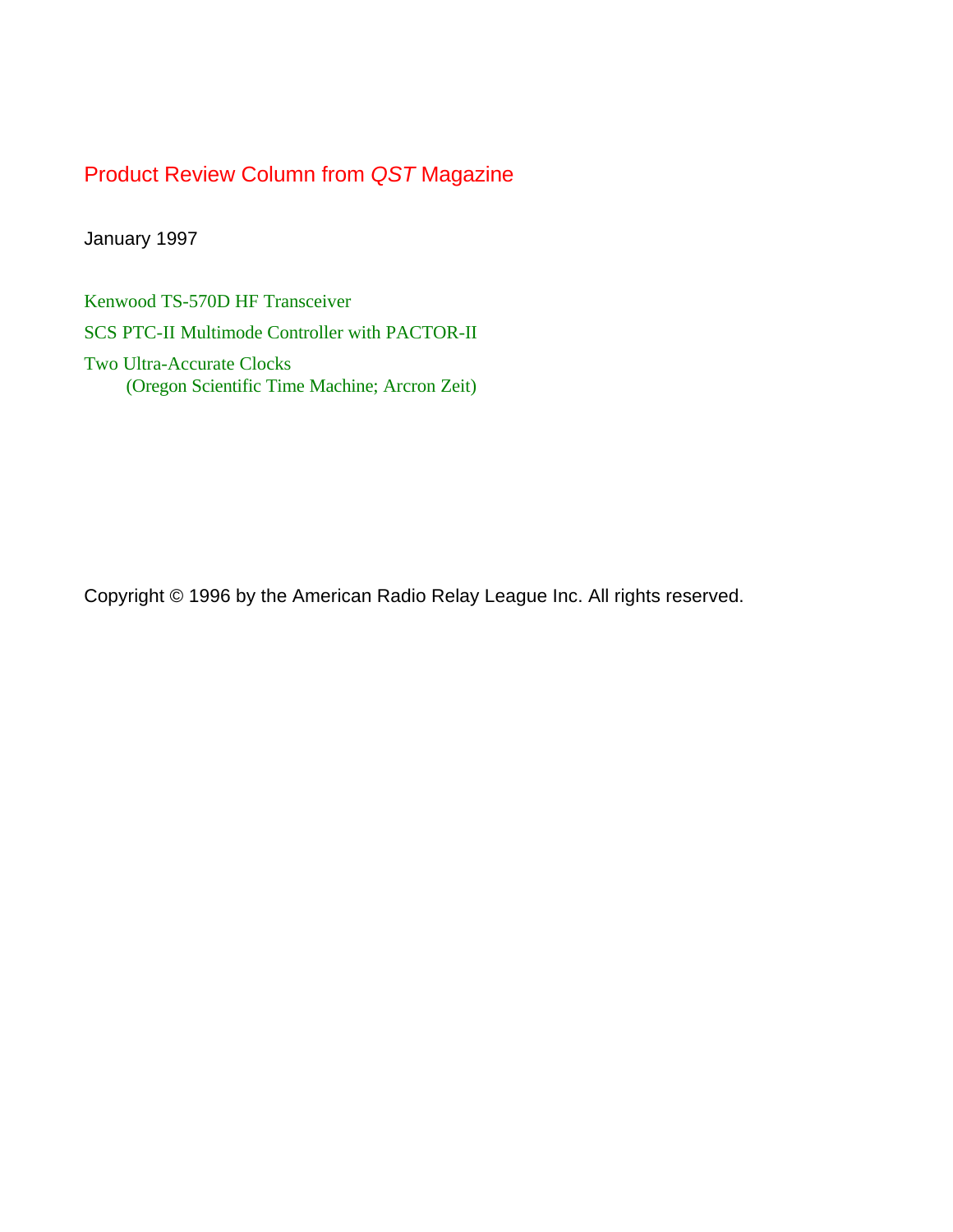# Product Review Column from *QST* Magazine

January 1997

- Kenwood TS-570D HF Transceiver
- SCS PTC-II Multimode Controller with PACTOR-II
- Two Ultra-Accurate Clocks
  - (Oregon Scientific Time Machine; Arcron Zeit)

Copyright © 1996 by the American Radio Relay League Inc. All rights reserved.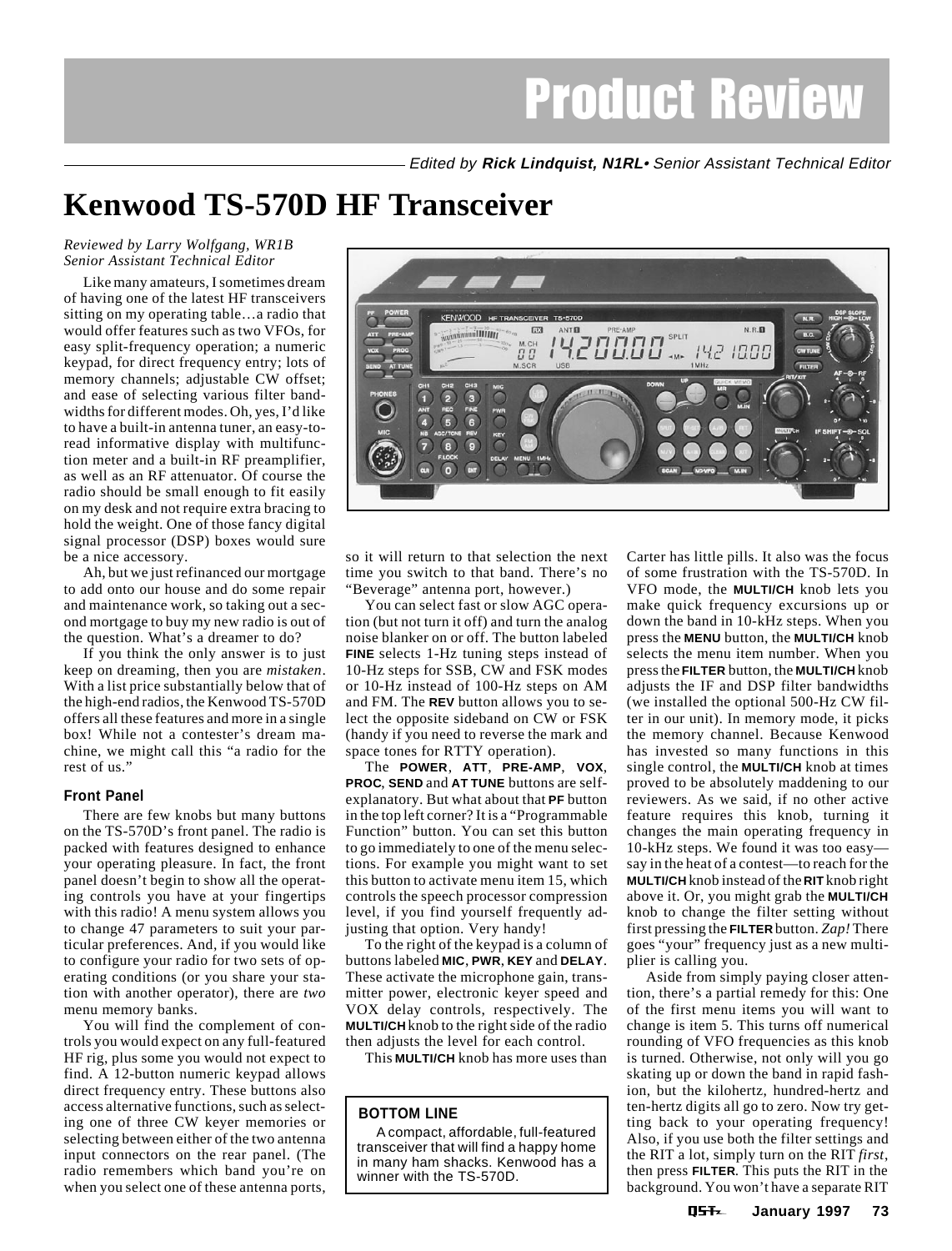# Product Review

Edited by **Rick Lindquist, N1RL**• Senior Assistant Technical Editor

# Kenwood TS-570D HF Transceiver

*Reviewed by Larry Wolfgang, WR1B*
*Senior Assistant Technical Editor*

Like many amateurs, I sometimes dream of having one of the latest HF transceivers sitting on my operating table…a radio that would offer features such as two VFOs, for easy split-frequency operation; a numeric keypad, for direct frequency entry; lots of memory channels; adjustable CW offset; and ease of selecting various filter bandwidths for different modes. Oh, yes, I'd like to have a built-in antenna tuner, an easy-to-read informative display with multifunction meter and a built-in RF preamplifier, as well as an RF attenuator. Of course the radio should be small enough to fit easily on my desk and not require extra bracing to hold the weight. One of those fancy digital signal processor (DSP) boxes would sure be a nice accessory.

Ah, but we just refinanced our mortgage to add onto our house and do some repair and maintenance work, so taking out a second mortgage to buy my new radio is out of the question. What's a dreamer to do?

If you think the only answer is to just keep on dreaming, then you are *mistaken*. With a list price substantially below that of the high-end radios, the Kenwood TS-570D offers all these features and more in a single box! While not a contester's dream machine, we might call this "a radio for the rest of us."

### Front Panel

There are few knobs but many buttons on the TS-570D's front panel. The radio is packed with features designed to enhance your operating pleasure. In fact, the front panel doesn't begin to show all the operating controls you have at your fingertips with this radio! A menu system allows you to change 47 parameters to suit your particular preferences. And, if you would like to configure your radio for two sets of operating conditions (or you share your station with another operator), there are *two* menu memory banks.

You will find the complement of controls you would expect on any full-featured HF rig, plus some you would not expect to find. A 12-button numeric keypad allows direct frequency entry. These buttons also access alternative functions, such as selecting one of three CW keyer memories or selecting between either of the two antenna input connectors on the rear panel. (The radio remembers which band you're on when you select one of these antenna ports, so it will return to that selection the next time you switch to that band. There's no "Beverage" antenna port, however.)

You can select fast or slow AGC operation (but not turn it off) and turn the analog noise blanker on or off. The button labeled **FINE** selects 1-Hz tuning steps instead of 10-Hz steps for SSB, CW and FSK modes or 10-Hz instead of 100-Hz steps on AM and FM. The **REV** button allows you to select the opposite sideband on CW or FSK (handy if you need to reverse the mark and space tones for RTTY operation).

The **POWER**, **ATT**, **PRE-AMP**, **VOX**, **PROC**, **SEND** and **AT TUNE** buttons are self-explanatory. But what about that **PF** button in the top left corner? It is a "Programmable Function" button. You can set this button to go immediately to one of the menu selections. For example you might want to set this button to activate menu item 15, which controls the speech processor compression level, if you find yourself frequently adjusting that option. Very handy!

To the right of the keypad is a column of buttons labeled **MIC**, **PWR**, **KEY** and **DELAY**. These activate the microphone gain, transmitter power, electronic keyer speed and VOX delay controls, respectively. The **MULTI/CH** knob to the right side of the radio then adjusts the level for each control.

This **MULTI/CH** knob has more uses than Carter has little pills. It also was the focus of some frustration with the TS-570D. In VFO mode, the **MULTI/CH** knob lets you make quick frequency excursions up or down the band in 10-kHz steps. When you press the **MENU** button, the **MULTI/CH** knob selects the menu item number. When you press the **FILTER** button, the **MULTI/CH** knob adjusts the IF and DSP filter bandwidths (we installed the optional 500-Hz CW filter in our unit). In memory mode, it picks the memory channel. Because Kenwood has invested so many functions in this single control, the **MULTI/CH** knob at times proved to be absolutely maddening to our reviewers. As we said, if no other active feature requires this knob, turning it changes the main operating frequency in 10-kHz steps. We found it was too easy—say in the heat of a contest—to reach for the **MULTI/CH** knob instead of the **RIT** knob right above it. Or, you might grab the **MULTI/CH** knob to change the filter setting without first pressing the **FILTER** button. *Zap!* There goes "your" frequency just as a new multiplier is calling you.

Aside from simply paying closer attention, there's a partial remedy for this: One of the first menu items you will want to change is item 5. This turns off numerical rounding of VFO frequencies as this knob is turned. Otherwise, not only will you go skating up or down the band in rapid fashion, but the kilohertz, hundred-hertz and ten-hertz digits all go to zero. Now try getting back to your operating frequency! Also, if you use both the filter settings and the RIT a lot, simply turn on the RIT *first*, then press **FILTER**. This puts the RIT in the background. You won't have a separate RIT

> **BOTTOM LINE**
>
> A compact, affordable, full-featured transceiver that will find a happy home in many ham shacks. Kenwood has a winner with the TS-570D.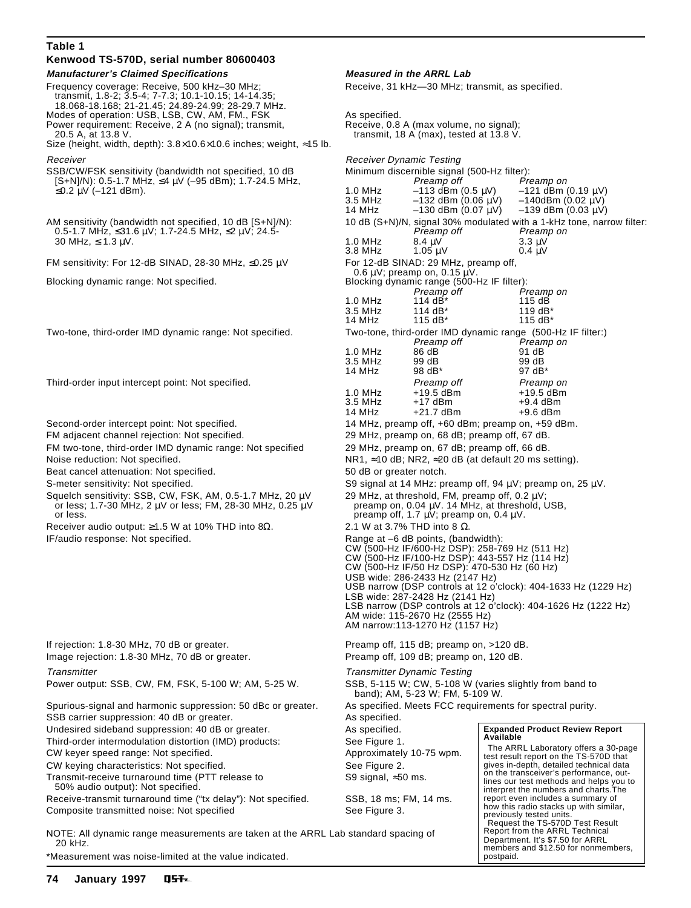## Table 1

### Kenwood TS-570D, serial number 80600403

| *Manufacturer's Claimed Specifications* | *Measured in the ARRL Lab* |
|---|---|
| Frequency coverage: Receive, 500 kHz–30 MHz; transmit, 1.8-2; 3.5-4; 7-7.3; 10.1-10.15; 14-14.35; 18.068-18.168; 21-21.45; 24.89-24.99; 28-29.7 MHz. | Receive, 31 kHz—30 MHz; transmit, as specified. |
| Modes of operation: USB, LSB, CW, AM, FM., FSK | As specified. |
| Power requirement: Receive, 2 A (no signal); transmit, 20.5 A, at 13.8 V. | Receive, 0.8 A (max volume, no signal); transmit, 18 A (max), tested at 13.8 V. |
| Size (height, width, depth): 3.8×10.6×10.6 inches; weight, ≈15 lb. | |
| *Receiver* | *Receiver Dynamic Testing* |
| SSB/CW/FSK sensitivity (bandwidth not specified, 10 dB [S+N]/N): 0.5-1.7 MHz, ≤4 µV (–95 dBm); 1.7-24.5 MHz, ≤0.2 µV (–121 dBm). | Minimum discernible signal (500-Hz filter): *Preamp off* / *Preamp on*; 1.0 MHz: –113 dBm (0.5 µV) / –121 dBm (0.19 µV); 3.5 MHz: –132 dBm (0.06 µV) / –140dBm (0.02 µV); 14 MHz: –130 dBm (0.07 µV) / –139 dBm (0.03 µV) |
| AM sensitivity (bandwidth not specified, 10 dB [S+N]/N): 0.5-1.7 MHz, ≤31.6 µV; 1.7-24.5 MHz, ≤2 µV; 24.5-30 MHz, ≤ 1.3 µV. | 10 dB (S+N)/N, signal 30% modulated with a 1-kHz tone, narrow filter: *Preamp off* / *Preamp on*; 1.0 MHz: 8.4 µV / 3.3 µV; 3.8 MHz: 1.05 µV / 0.4 µV |
| FM sensitivity: For 12-dB SINAD, 28-30 MHz, ≤0.25 µV | For 12-dB SINAD: 29 MHz, preamp off, 0.6 µV; preamp on, 0.15 µV. |
| Blocking dynamic range: Not specified. | Blocking dynamic range (500-Hz IF filter): *Preamp off* / *Preamp on*; 1.0 MHz: 114 dB* / 115 dB; 3.5 MHz: 114 dB* / 119 dB*; 14 MHz: 115 dB* / 115 dB* |
| Two-tone, third-order IMD dynamic range: Not specified. | Two-tone, third-order IMD dynamic range (500-Hz IF filter:) *Preamp off* / *Preamp on*; 1.0 MHz: 86 dB / 91 dB; 3.5 MHz: 99 dB / 99 dB; 14 MHz: 98 dB* / 97 dB* |
| Third-order input intercept point: Not specified. | *Preamp off* / *Preamp on*; 1.0 MHz: +19.5 dBm / +19.5 dBm; 3.5 MHz: +17 dBm / +9.4 dBm; 14 MHz: +21.7 dBm / +9.6 dBm |
| Second-order intercept point: Not specified. | 14 MHz, preamp off, +60 dBm; preamp on, +59 dBm. |
| FM adjacent channel rejection: Not specified. | 29 MHz, preamp on, 68 dB; preamp off, 67 dB. |
| FM two-tone, third-order IMD dynamic range: Not specified | 29 MHz, preamp on, 67 dB; preamp off, 66 dB. |
| Noise reduction: Not specified. | NR1, ≈10 dB; NR2, ≈20 dB (at default 20 ms setting). |
| Beat cancel attenuation: Not specified. | 50 dB or greater notch. |
| S-meter sensitivity: Not specified. | S9 signal at 14 MHz: preamp off, 94 µV; preamp on, 25 µV. |
| Squelch sensitivity: SSB, CW, FSK, AM, 0.5-1.7 MHz, 20 µV or less; 1.70-30 MHz, 2 µV or less; FM, 28-30 MHz, 0.25 µV or less. | 29 MHz, at threshold, FM, preamp off, 0.2 µV; preamp on, 0.04 µV. 14 MHz, at threshold, USB, preamp off, 1.7 µV; preamp on, 0.4 µV. |
| Receiver audio output: ≥1.5 W at 10% THD into 8Ω. | 2.1 W at 3.7% THD into 8 Ω. |
| IF/audio response: Not specified. | Range at –6 dB points, (bandwidth): CW (500-Hz IF/600-Hz DSP): 258-769 Hz (511 Hz); CW (500-Hz IF/100-Hz DSP): 443-557 Hz (114 Hz); CW (500-Hz IF/50 Hz DSP): 470-530 Hz (60 Hz); USB wide: 286-2433 Hz (2147 Hz); USB narrow (DSP controls at 12 o'clock): 404-1633 Hz (1229 Hz); LSB wide: 287-2428 Hz (2141 Hz); LSB narrow (DSP controls at 12 o'clock): 404-1626 Hz (1222 Hz); AM wide: 115-2670 Hz (2555 Hz); AM narrow:113-1270 Hz (1157 Hz) |
| If rejection: 1.8-30 MHz, 70 dB or greater. | Preamp off, 115 dB; preamp on, >120 dB. |
| Image rejection: 1.8-30 MHz, 70 dB or greater. | Preamp off, 109 dB; preamp on, 120 dB. |
| *Transmitter* | *Transmitter Dynamic Testing* |
| Power output: SSB, CW, FM, FSK, 5-100 W; AM, 5-25 W. | SSB, 5-115 W; CW, 5-108 W (varies slightly from band to band); AM, 5-23 W; FM, 5-109 W. |
| Spurious-signal and harmonic suppression: 50 dBc or greater. | As specified. Meets FCC requirements for spectral purity. |
| SSB carrier suppression: 40 dB or greater. | As specified. |
| Undesired sideband suppression: 40 dB or greater. | As specified. |
| Third-order intermodulation distortion (IMD) products: | See Figure 1. |
| CW keyer speed range: Not specified. | Approximately 10-75 wpm. |
| CW keying characteristics: Not specified. | See Figure 2. |
| Transmit-receive turnaround time (PTT release to 50% audio output): Not specified. | S9 signal, ≈50 ms. |
| Receive-transmit turnaround time ("tx delay"): Not specified. | SSB, 18 ms; FM, 14 ms. |
| Composite transmitted noise: Not specified | See Figure 3. |

NOTE: All dynamic range measurements are taken at the ARRL Lab standard spacing of 20 kHz.

*Measurement was noise-limited at the value indicated.

**Expanded Product Review Report Available**

The ARRL Laboratory offers a 30-page test result report on the TS-570D that gives in-depth, detailed technical data on the transceiver's performance, outlines our test methods and helps you to interpret the numbers and charts.The report even includes a summary of how this radio stacks up with similar, previously tested units.

Request the TS-570D Test Result Report from the ARRL Technical Department. It's $7.50 for ARRL members and $12.50 for nonmembers, postpaid.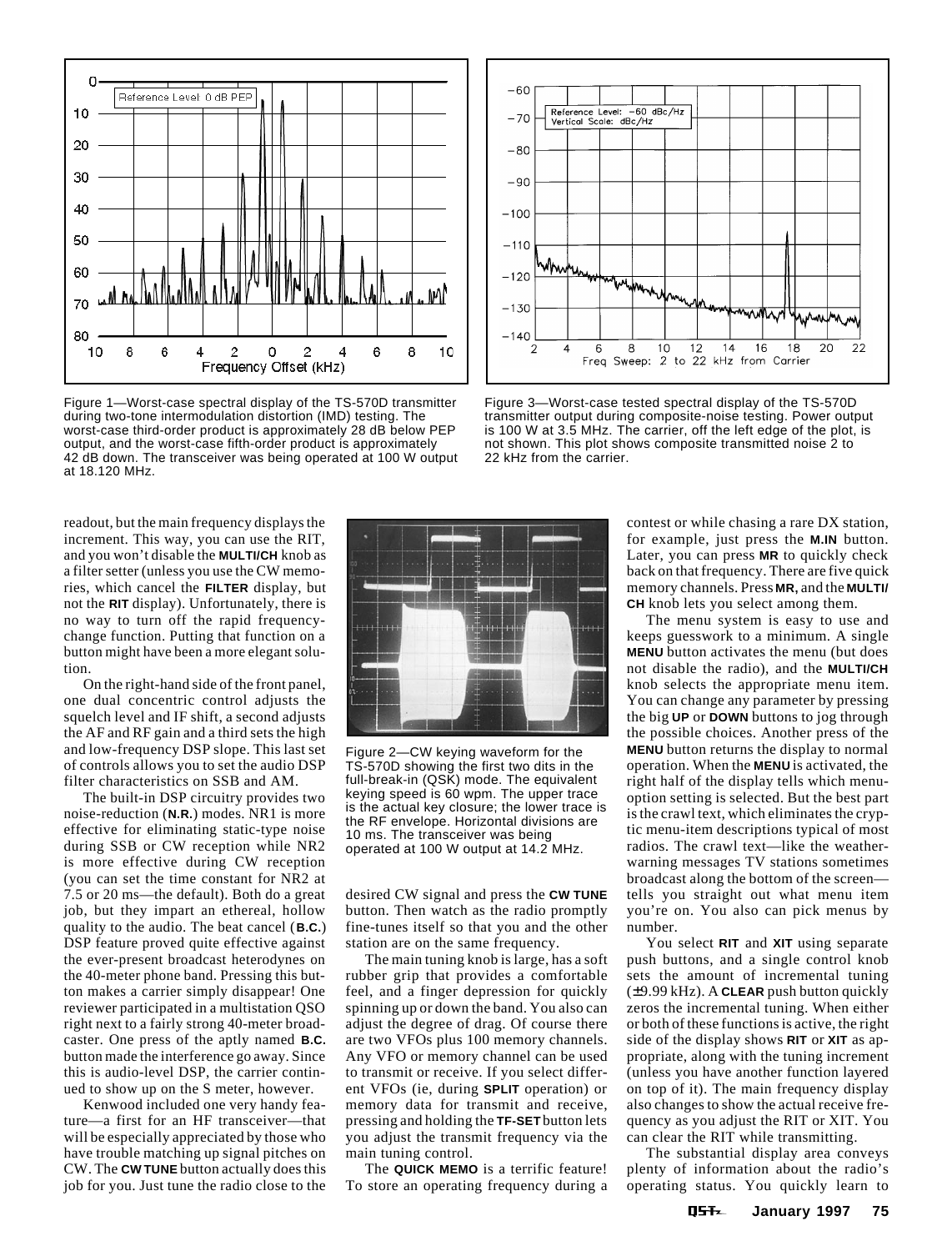Figure 1—Worst-case spectral display of the TS-570D transmitter during two-tone intermodulation distortion (IMD) testing. The worst-case third-order product is approximately 28 dB below PEP output, and the worst-case fifth-order product is approximately 42 dB down. The transceiver was being operated at 100 W output at 18.120 MHz.

Figure 3—Worst-case tested spectral display of the TS-570D transmitter output during composite-noise testing. Power output is 100 W at 3.5 MHz. The carrier, off the left edge of the plot, is not shown. This plot shows composite transmitted noise 2 to 22 kHz from the carrier.

readout, but the main frequency displays the increment. This way, you can use the RIT, and you won't disable the **MULTI/CH** knob as a filter setter (unless you use the CW memories, which cancel the **FILTER** display, but not the **RIT** display). Unfortunately, there is no way to turn off the rapid frequency-change function. Putting that function on a button might have been a more elegant solution.

On the right-hand side of the front panel, one dual concentric control adjusts the squelch level and IF shift, a second adjusts the AF and RF gain and a third sets the high and low-frequency DSP slope. This last set of controls allows you to set the audio DSP filter characteristics on SSB and AM.

The built-in DSP circuitry provides two noise-reduction (**N.R.**) modes. NR1 is more effective for eliminating static-type noise during SSB or CW reception while NR2 is more effective during CW reception (you can set the time constant for NR2 at 7.5 or 20 ms—the default). Both do a great job, but they impart an ethereal, hollow quality to the audio. The beat cancel (**B.C.**) DSP feature proved quite effective against the ever-present broadcast heterodynes on the 40-meter phone band. Pressing this button makes a carrier simply disappear! One reviewer participated in a multistation QSO right next to a fairly strong 40-meter broadcaster. One press of the aptly named **B.C.** button made the interference go away. Since this is audio-level DSP, the carrier continued to show up on the S meter, however.

Kenwood included one very handy feature—a first for an HF transceiver—that will be especially appreciated by those who have trouble matching up signal pitches on CW. The **CW TUNE** button actually does this job for you. Just tune the radio close to the desired CW signal and press the **CW TUNE** button. Then watch as the radio promptly fine-tunes itself so that you and the other station are on the same frequency.

Figure 2—CW keying waveform for the TS-570D showing the first two dits in the full-break-in (QSK) mode. The equivalent keying speed is 60 wpm. The upper trace is the actual key closure; the lower trace is the RF envelope. Horizontal divisions are 10 ms. The transceiver was being operated at 100 W output at 14.2 MHz.

The main tuning knob is large, has a soft rubber grip that provides a comfortable feel, and a finger depression for quickly spinning up or down the band. You also can adjust the degree of drag. Of course there are two VFOs plus 100 memory channels. Any VFO or memory channel can be used to transmit or receive. If you select different VFOs (ie, during **SPLIT** operation) or memory data for transmit and receive, pressing and holding the **TF-SET** button lets you adjust the transmit frequency via the main tuning control.

The **QUICK MEMO** is a terrific feature! To store an operating frequency during a contest or while chasing a rare DX station, for example, just press the **M.IN** button. Later, you can press **MR** to quickly check back on that frequency. There are five quick memory channels. Press **MR,** and the **MULTI/CH** knob lets you select among them.

The menu system is easy to use and keeps guesswork to a minimum. A single **MENU** button activates the menu (but does not disable the radio), and the **MULTI/CH** knob selects the appropriate menu item. You can change any parameter by pressing the big **UP** or **DOWN** buttons to jog through the possible choices. Another press of the **MENU** button returns the display to normal operation. When the **MENU** is activated, the right half of the display tells which menu-option setting is selected. But the best part is the crawl text, which eliminates the cryptic menu-item descriptions typical of most radios. The crawl text—like the weather-warning messages TV stations sometimes broadcast along the bottom of the screen—tells you straight out what menu item you're on. You also can pick menus by number.

You select **RIT** and **XIT** using separate push buttons, and a single control knob sets the amount of incremental tuning (±9.99 kHz). A **CLEAR** push button quickly zeros the incremental tuning. When either or both of these functions is active, the right side of the display shows **RIT** or **XIT** as appropriate, along with the tuning increment (unless you have another function layered on top of it). The main frequency display also changes to show the actual receive frequency as you adjust the RIT or XIT. You can clear the RIT while transmitting.

The substantial display area conveys plenty of information about the radio's operating status. You quickly learn to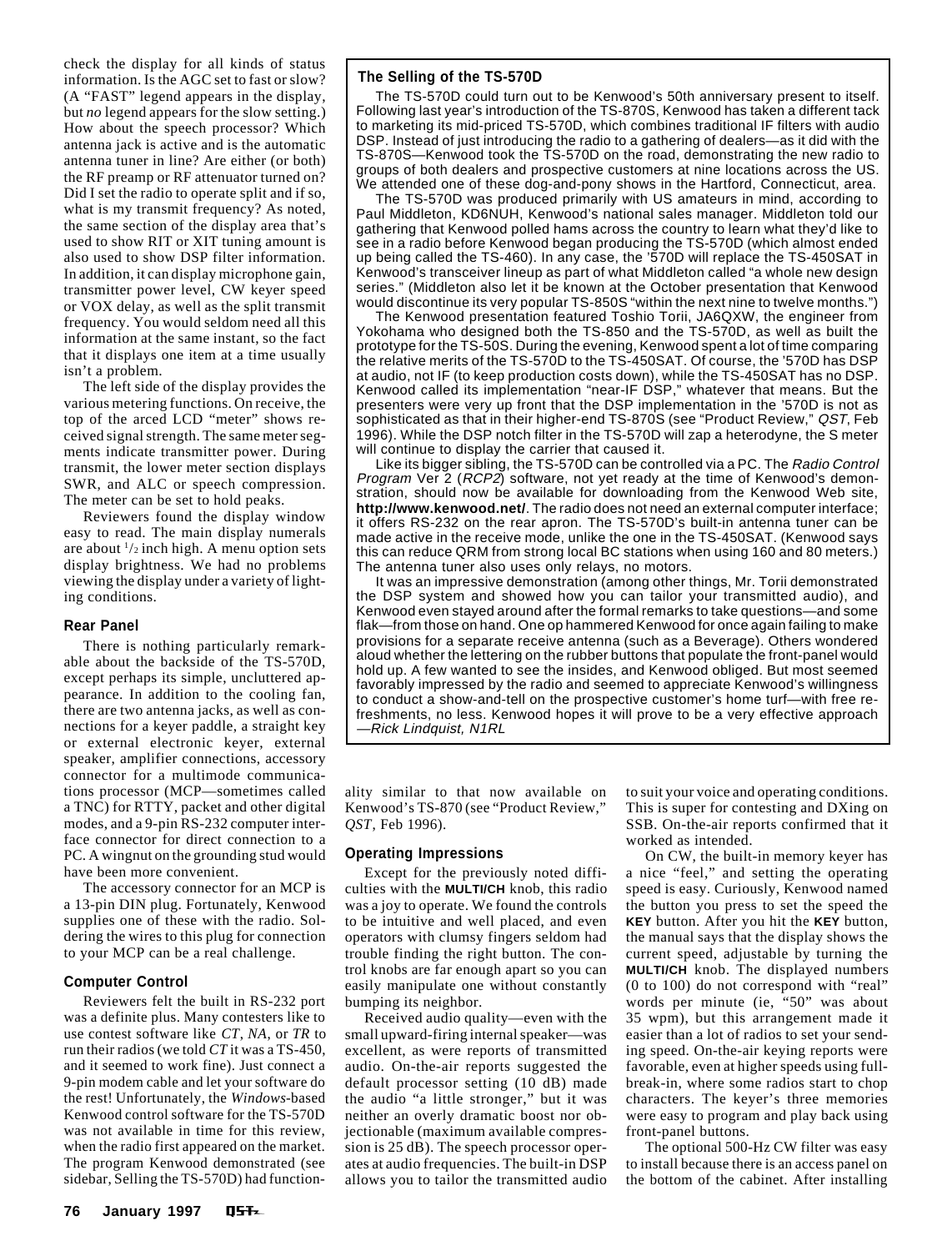check the display for all kinds of status information. Is the AGC set to fast or slow? (A "FAST" legend appears in the display, but *no* legend appears for the slow setting.) How about the speech processor? Which antenna jack is active and is the automatic antenna tuner in line? Are either (or both) the RF preamp or RF attenuator turned on? Did I set the radio to operate split and if so, what is my transmit frequency? As noted, the same section of the display area that's used to show RIT or XIT tuning amount is also used to show DSP filter information. In addition, it can display microphone gain, transmitter power level, CW keyer speed or VOX delay, as well as the split transmit frequency. You would seldom need all this information at the same instant, so the fact that it displays one item at a time usually isn't a problem.

The left side of the display provides the various metering functions. On receive, the top of the arced LCD "meter" shows received signal strength. The same meter segments indicate transmitter power. During transmit, the lower meter section displays SWR, and ALC or speech compression. The meter can be set to hold peaks.

Reviewers found the display window easy to read. The main display numerals are about 1/2 inch high. A menu option sets display brightness. We had no problems viewing the display under a variety of lighting conditions.

### Rear Panel

There is nothing particularly remarkable about the backside of the TS-570D, except perhaps its simple, uncluttered appearance. In addition to the cooling fan, there are two antenna jacks, as well as connections for a keyer paddle, a straight key or external electronic keyer, external speaker, amplifier connections, accessory connector for a multimode communications processor (MCP—sometimes called a TNC) for RTTY, packet and other digital modes, and a 9-pin RS-232 computer interface connector for direct connection to a PC. A wingnut on the grounding stud would have been more convenient.

The accessory connector for an MCP is a 13-pin DIN plug. Fortunately, Kenwood supplies one of these with the radio. Soldering the wires to this plug for connection to your MCP can be a real challenge.

### Computer Control

Reviewers felt the built in RS-232 port was a definite plus. Many contesters like to use contest software like *CT*, *NA*, or *TR* to run their radios (we told *CT* it was a TS-450, and it seemed to work fine). Just connect a 9-pin modem cable and let your software do the rest! Unfortunately, the *Windows*-based Kenwood control software for the TS-570D was not available in time for this review, when the radio first appeared on the market. The program Kenwood demonstrated (see sidebar, Selling the TS-570D) had functionality similar to that now available on Kenwood's TS-870 (see "Product Review," *QST*, Feb 1996).

### Operating Impressions

Except for the previously noted difficulties with the **MULTI/CH** knob, this radio was a joy to operate. We found the controls to be intuitive and well placed, and even operators with clumsy fingers seldom had trouble finding the right button. The control knobs are far enough apart so you can easily manipulate one without constantly bumping its neighbor.

Received audio quality—even with the small upward-firing internal speaker—was excellent, as were reports of transmitted audio. On-the-air reports suggested the default processor setting (10 dB) made the audio "a little stronger," but it was neither an overly dramatic boost nor objectionable (maximum available compression is 25 dB). The speech processor operates at audio frequencies. The built-in DSP allows you to tailor the transmitted audio to suit your voice and operating conditions. This is super for contesting and DXing on SSB. On-the-air reports confirmed that it worked as intended.

On CW, the built-in memory keyer has a nice "feel," and setting the operating speed is easy. Curiously, Kenwood named the button you press to set the speed the **KEY** button. After you hit the **KEY** button, the manual says that the display shows the current speed, adjustable by turning the **MULTI/CH** knob. The displayed numbers (0 to 100) do not correspond with "real" words per minute (ie, "50" was about 35 wpm), but this arrangement made it easier than a lot of radios to set your sending speed. On-the-air keying reports were favorable, even at higher speeds using full-break-in, where some radios start to chop characters. The keyer's three memories were easy to program and play back using front-panel buttons.

The optional 500-Hz CW filter was easy to install because there is an access panel on the bottom of the cabinet. After installing

---

### The Selling of the TS-570D

The TS-570D could turn out to be Kenwood's 50th anniversary present to itself. Following last year's introduction of the TS-870S, Kenwood has taken a different tack to marketing its mid-priced TS-570D, which combines traditional IF filters with audio DSP. Instead of just introducing the radio to a gathering of dealers—as it did with the TS-870S—Kenwood took the TS-570D on the road, demonstrating the new radio to groups of both dealers and prospective customers at nine locations across the US. We attended one of these dog-and-pony shows in the Hartford, Connecticut, area.

The TS-570D was produced primarily with US amateurs in mind, according to Paul Middleton, KD6NUH, Kenwood's national sales manager. Middleton told our gathering that Kenwood polled hams across the country to learn what they'd like to see in a radio before Kenwood began producing the TS-570D (which almost ended up being called the TS-460). In any case, the '570D will replace the TS-450SAT in Kenwood's transceiver lineup as part of what Middleton called "a whole new design series." (Middleton also let it be known at the October presentation that Kenwood would discontinue its very popular TS-850S "within the next nine to twelve months.")

The Kenwood presentation featured Toshio Torii, JA6QXW, the engineer from Yokohama who designed both the TS-850 and the TS-570D, as well as built the prototype for the TS-50S. During the evening, Kenwood spent a lot of time comparing the relative merits of the TS-570D to the TS-450SAT. Of course, the '570D has DSP at audio, not IF (to keep production costs down), while the TS-450SAT has no DSP. Kenwood called its implementation "near-IF DSP," whatever that means. But the presenters were very up front that the DSP implementation in the '570D is not as sophisticated as that in their higher-end TS-870S (see "Product Review," *QST*, Feb 1996). While the DSP notch filter in the TS-570D will zap a heterodyne, the S meter will continue to display the carrier that caused it.

Like its bigger sibling, the TS-570D can be controlled via a PC. The *Radio Control Program* Ver 2 (*RCP2*) software, not yet ready at the time of Kenwood's demonstration, should now be available for downloading from the Kenwood Web site, **http://www.kenwood.net/**. The radio does not need an external computer interface; it offers RS-232 on the rear apron. The TS-570D's built-in antenna tuner can be made active in the receive mode, unlike the one in the TS-450SAT. (Kenwood says this can reduce QRM from strong local BC stations when using 160 and 80 meters.) The antenna tuner also uses only relays, no motors.

It was an impressive demonstration (among other things, Mr. Torii demonstrated the DSP system and showed how you can tailor your transmitted audio), and Kenwood even stayed around after the formal remarks to take questions—and some flak—from those on hand. One op hammered Kenwood for once again failing to make provisions for a separate receive antenna (such as a Beverage). Others wondered aloud whether the lettering on the rubber buttons that populate the front-panel would hold up. A few wanted to see the insides, and Kenwood obliged. But most seemed favorably impressed by the radio and seemed to appreciate Kenwood's willingness to conduct a show-and-tell on the prospective customer's home turf—with free refreshments, no less. Kenwood hopes it will prove to be a very effective approach —*Rick Lindquist, N1RL*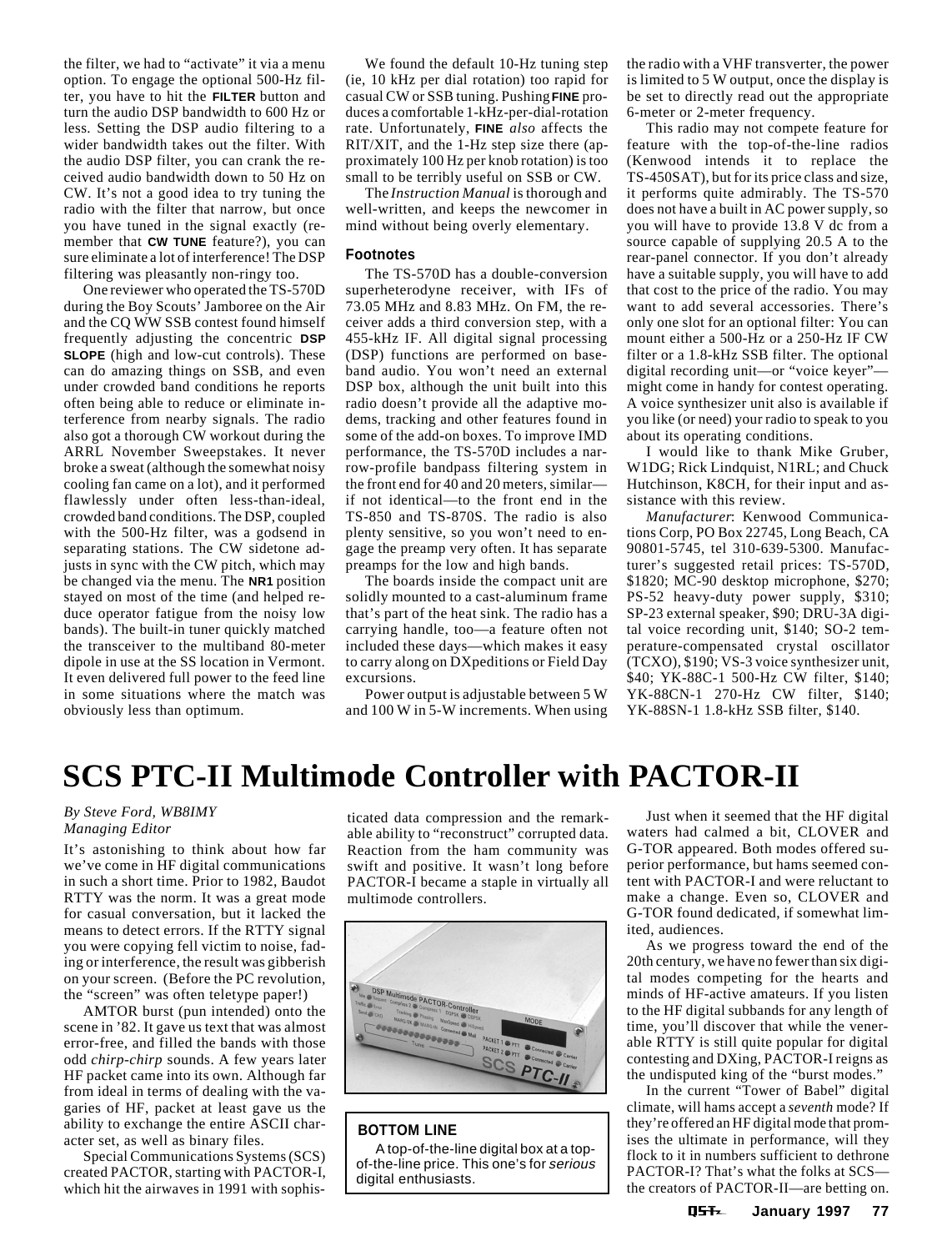the filter, we had to "activate" it via a menu option. To engage the optional 500-Hz filter, you have to hit the **FILTER** button and turn the audio DSP bandwidth to 600 Hz or less. Setting the DSP audio filtering to a wider bandwidth takes out the filter. With the audio DSP filter, you can crank the received audio bandwidth down to 50 Hz on CW. It's not a good idea to try tuning the radio with the filter that narrow, but once you have tuned in the signal exactly (remember that **CW TUNE** feature?), you can sure eliminate a lot of interference! The DSP filtering was pleasantly non-ringy too.

One reviewer who operated the TS-570D during the Boy Scouts' Jamboree on the Air and the CQ WW SSB contest found himself frequently adjusting the concentric **DSP SLOPE** (high and low-cut controls). These can do amazing things on SSB, and even under crowded band conditions he reports often being able to reduce or eliminate interference from nearby signals. The radio also got a thorough CW workout during the ARRL November Sweepstakes. It never broke a sweat (although the somewhat noisy cooling fan came on a lot), and it performed flawlessly under often less-than-ideal, crowded band conditions. The DSP, coupled with the 500-Hz filter, was a godsend in separating stations. The CW sidetone adjusts in sync with the CW pitch, which may be changed via the menu. The **NR1** position stayed on most of the time (and helped reduce operator fatigue from the noisy low bands). The built-in tuner quickly matched the transceiver to the multiband 80-meter dipole in use at the SS location in Vermont. It even delivered full power to the feed line in some situations where the match was obviously less than optimum.

We found the default 10-Hz tuning step (ie, 10 kHz per dial rotation) too rapid for casual CW or SSB tuning. Pushing **FINE** produces a comfortable 1-kHz-per-dial-rotation rate. Unfortunately, **FINE** *also* affects the RIT/XIT, and the 1-Hz step size there (approximately 100 Hz per knob rotation) is too small to be terribly useful on SSB or CW.

The *Instruction Manual* is thorough and well-written, and keeps the newcomer in mind without being overly elementary.

### Footnotes

The TS-570D has a double-conversion superheterodyne receiver, with IFs of 73.05 MHz and 8.83 MHz. On FM, the receiver adds a third conversion step, with a 455-kHz IF. All digital signal processing (DSP) functions are performed on baseband audio. You won't need an external DSP box, although the unit built into this radio doesn't provide all the adaptive modems, tracking and other features found in some of the add-on boxes. To improve IMD performance, the TS-570D includes a narrow-profile bandpass filtering system in the front end for 40 and 20 meters, similar—if not identical—to the front end in the TS-850 and TS-870S. The radio is also plenty sensitive, so you won't need to engage the preamp very often. It has separate preamps for the low and high bands.

The boards inside the compact unit are solidly mounted to a cast-aluminum frame that's part of the heat sink. The radio has a carrying handle, too—a feature often not included these days—which makes it easy to carry along on DXpeditions or Field Day excursions.

Power output is adjustable between 5 W and 100 W in 5-W increments. When using the radio with a VHF transverter, the power is limited to 5 W output, once the display is be set to directly read out the appropriate 6-meter or 2-meter frequency.

This radio may not compete feature for feature with the top-of-the-line radios (Kenwood intends it to replace the TS-450SAT), but for its price class and size, it performs quite admirably. The TS-570 does not have a built in AC power supply, so you will have to provide 13.8 V dc from a source capable of supplying 20.5 A to the rear-panel connector. If you don't already have a suitable supply, you will have to add that cost to the price of the radio. You may want to add several accessories. There's only one slot for an optional filter: You can mount either a 500-Hz or a 250-Hz IF CW filter or a 1.8-kHz SSB filter. The optional digital recording unit—or "voice keyer"—might come in handy for contest operating. A voice synthesizer unit also is available if you like (or need) your radio to speak to you about its operating conditions.

I would like to thank Mike Gruber, W1DG; Rick Lindquist, N1RL; and Chuck Hutchinson, K8CH, for their input and assistance with this review.

*Manufacturer*: Kenwood Communications Corp, PO Box 22745, Long Beach, CA 90801-5745, tel 310-639-5300. Manufacturer's suggested retail prices: TS-570D, $1820; MC-90 desktop microphone, $270; PS-52 heavy-duty power supply, $310; SP-23 external speaker, $90; DRU-3A digital voice recording unit, $140; SO-2 temperature-compensated crystal oscillator (TCXO), $190; VS-3 voice synthesizer unit, $40; YK-88C-1 500-Hz CW filter, $140; YK-88CN-1 270-Hz CW filter, $140; YK-88SN-1 1.8-kHz SSB filter, $140.

# SCS PTC-II Multimode Controller with PACTOR-II

*By Steve Ford, WB8IMY*
*Managing Editor*

It's astonishing to think about how far we've come in HF digital communications in such a short time. Prior to 1982, Baudot RTTY was the norm. It was a great mode for casual conversation, but it lacked the means to detect errors. If the RTTY signal you were copying fell victim to noise, fading or interference, the result was gibberish on your screen. (Before the PC revolution, the "screen" was often teletype paper!)

AMTOR burst (pun intended) onto the scene in '82. It gave us text that was almost error-free, and filled the bands with those odd *chirp-chirp* sounds. A few years later HF packet came into its own. Although far from ideal in terms of dealing with the vagaries of HF, packet at least gave us the ability to exchange the entire ASCII character set, as well as binary files.

Special Communications Systems (SCS) created PACTOR, starting with PACTOR-I, which hit the airwaves in 1991 with sophisticated data compression and the remarkable ability to "reconstruct" corrupted data. Reaction from the ham community was swift and positive. It wasn't long before PACTOR-I became a staple in virtually all multimode controllers.

**BOTTOM LINE**

A top-of-the-line digital box at a top-of-the-line price. This one's for *serious* digital enthusiasts.

Just when it seemed that the HF digital waters had calmed a bit, CLOVER and G-TOR appeared. Both modes offered superior performance, but hams seemed content with PACTOR-I and were reluctant to make a change. Even so, CLOVER and G-TOR found dedicated, if somewhat limited, audiences.

As we progress toward the end of the 20th century, we have no fewer than six digital modes competing for the hearts and minds of HF-active amateurs. If you listen to the HF digital subbands for any length of time, you'll discover that while the venerable RTTY is still quite popular for digital contesting and DXing, PACTOR-I reigns as the undisputed king of the "burst modes."

In the current "Tower of Babel" digital climate, will hams accept a *seventh* mode? If they're offered an HF digital mode that promises the ultimate in performance, will they flock to it in numbers sufficient to dethrone PACTOR-I? That's what the folks at SCS—the creators of PACTOR-II—are betting on.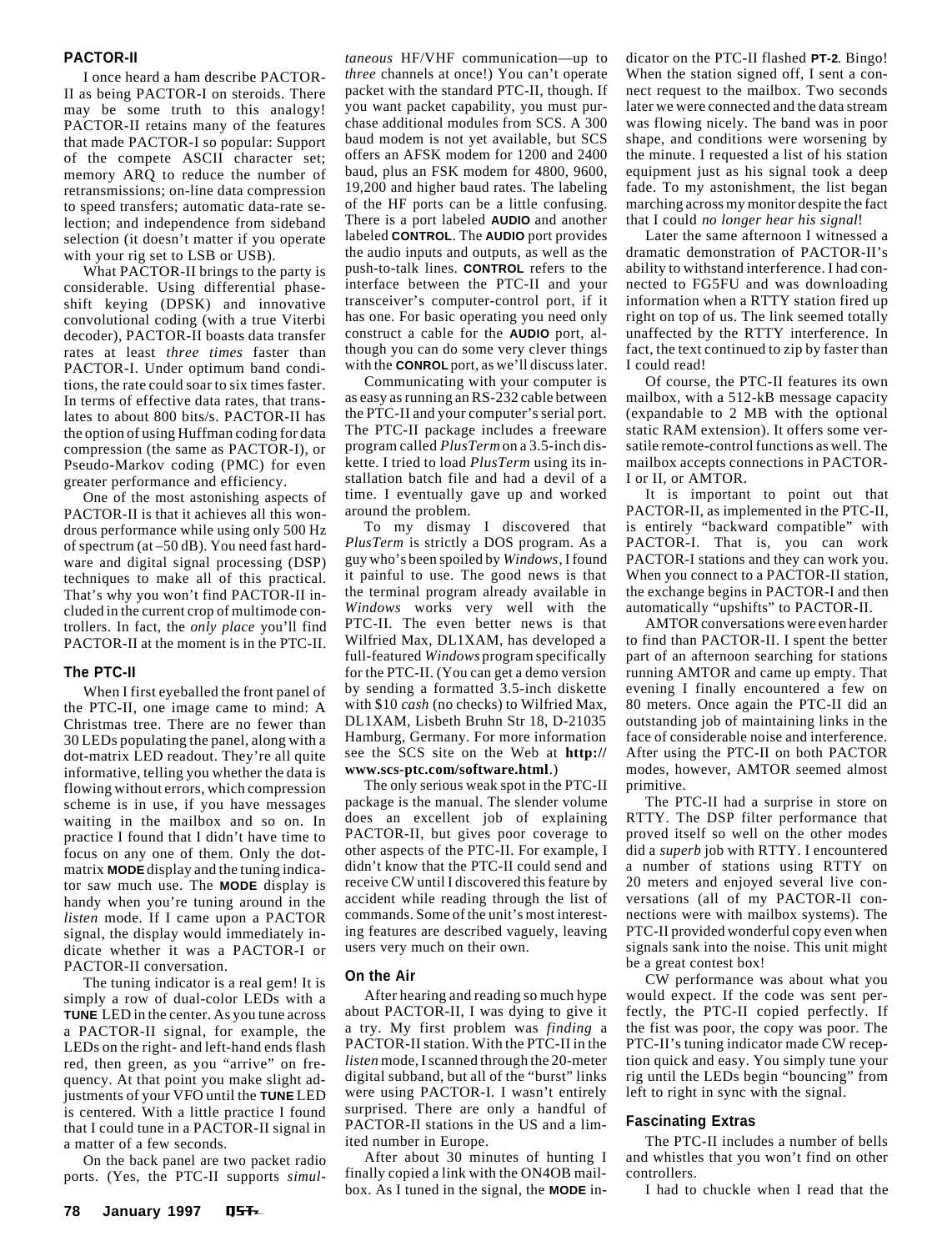### PACTOR-II

I once heard a ham describe PACTOR-II as being PACTOR-I on steroids. There may be some truth to this analogy! PACTOR-II retains many of the features that made PACTOR-I so popular: Support of the compete ASCII character set; memory ARQ to reduce the number of retransmissions; on-line data compression to speed transfers; automatic data-rate selection; and independence from sideband selection (it doesn't matter if you operate with your rig set to LSB or USB).

What PACTOR-II brings to the party is considerable. Using differential phase-shift keying (DPSK) and innovative convolutional coding (with a true Viterbi decoder), PACTOR-II boasts data transfer rates at least *three times* faster than PACTOR-I. Under optimum band conditions, the rate could soar to six times faster. In terms of effective data rates, that translates to about 800 bits/s. PACTOR-II has the option of using Huffman coding for data compression (the same as PACTOR-I), or Pseudo-Markov coding (PMC) for even greater performance and efficiency.

One of the most astonishing aspects of PACTOR-II is that it achieves all this wondrous performance while using only 500 Hz of spectrum (at –50 dB). You need fast hardware and digital signal processing (DSP) techniques to make all of this practical. That's why you won't find PACTOR-II included in the current crop of multimode controllers. In fact, the *only place* you'll find PACTOR-II at the moment is in the PTC-II.

### The PTC-II

When I first eyeballed the front panel of the PTC-II, one image came to mind: A Christmas tree. There are no fewer than 30 LEDs populating the panel, along with a dot-matrix LED readout. They're all quite informative, telling you whether the data is flowing without errors, which compression scheme is in use, if you have messages waiting in the mailbox and so on. In practice I found that I didn't have time to focus on any one of them. Only the dot-matrix **MODE** display and the tuning indicator saw much use. The **MODE** display is handy when you're tuning around in the *listen* mode. If I came upon a PACTOR signal, the display would immediately indicate whether it was a PACTOR-I or PACTOR-II conversation.

The tuning indicator is a real gem! It is simply a row of dual-color LEDs with a **TUNE** LED in the center. As you tune across a PACTOR-II signal, for example, the LEDs on the right- and left-hand ends flash red, then green, as you "arrive" on frequency. At that point you make slight adjustments of your VFO until the **TUNE** LED is centered. With a little practice I found that I could tune in a PACTOR-II signal in a matter of a few seconds.

On the back panel are two packet radio ports. (Yes, the PTC-II supports *simultaneous* HF/VHF communication—up to *three* channels at once!) You can't operate packet with the standard PTC-II, though. If you want packet capability, you must purchase additional modules from SCS. A 300 baud modem is not yet available, but SCS offers an AFSK modem for 1200 and 2400 baud, plus an FSK modem for 4800, 9600, 19,200 and higher baud rates. The labeling of the HF ports can be a little confusing. There is a port labeled **AUDIO** and another labeled **CONTROL**. The **AUDIO** port provides the audio inputs and outputs, as well as the push-to-talk lines. **CONTROL** refers to the interface between the PTC-II and your transceiver's computer-control port, if it has one. For basic operating you need only construct a cable for the **AUDIO** port, although you can do some very clever things with the **CONROL** port, as we'll discuss later.

Communicating with your computer is as easy as running an RS-232 cable between the PTC-II and your computer's serial port. The PTC-II package includes a freeware program called *PlusTerm* on a 3.5-inch diskette. I tried to load *PlusTerm* using its installation batch file and had a devil of a time. I eventually gave up and worked around the problem.

To my dismay I discovered that *PlusTerm* is strictly a DOS program. As a guy who's been spoiled by *Windows*, I found it painful to use. The good news is that the terminal program already available in *Windows* works very well with the PTC-II. The even better news is that Wilfried Max, DL1XAM, has developed a full-featured *Windows* program specifically for the PTC-II. (You can get a demo version by sending a formatted 3.5-inch diskette with $10 *cash* (no checks) to Wilfried Max, DL1XAM, Lisbeth Bruhn Str 18, D-21035 Hamburg, Germany. For more information see the SCS site on the Web at **http://www.scs-ptc.com/software.html**.)

The only serious weak spot in the PTC-II package is the manual. The slender volume does an excellent job of explaining PACTOR-II, but gives poor coverage to other aspects of the PTC-II. For example, I didn't know that the PTC-II could send and receive CW until I discovered this feature by accident while reading through the list of commands. Some of the unit's most interesting features are described vaguely, leaving users very much on their own.

### On the Air

After hearing and reading so much hype about PACTOR-II, I was dying to give it a try. My first problem was *finding* a PACTOR-II station. With the PTC-II in the *listen* mode, I scanned through the 20-meter digital subband, but all of the "burst" links were using PACTOR-I. I wasn't entirely surprised. There are only a handful of PACTOR-II stations in the US and a limited number in Europe.

After about 30 minutes of hunting I finally copied a link with the ON4OB mailbox. As I tuned in the signal, the **MODE** indicator on the PTC-II flashed **PT-2**. Bingo! When the station signed off, I sent a connect request to the mailbox. Two seconds later we were connected and the data stream was flowing nicely. The band was in poor shape, and conditions were worsening by the minute. I requested a list of his station equipment just as his signal took a deep fade. To my astonishment, the list began marching across my monitor despite the fact that I could *no longer hear his signal*!

Later the same afternoon I witnessed a dramatic demonstration of PACTOR-II's ability to withstand interference. I had connected to FG5FU and was downloading information when a RTTY station fired up right on top of us. The link seemed totally unaffected by the RTTY interference. In fact, the text continued to zip by faster than I could read!

Of course, the PTC-II features its own mailbox, with a 512-kB message capacity (expandable to 2 MB with the optional static RAM extension). It offers some versatile remote-control functions as well. The mailbox accepts connections in PACTOR-I or II, or AMTOR.

It is important to point out that PACTOR-II, as implemented in the PTC-II, is entirely "backward compatible" with PACTOR-I. That is, you can work PACTOR-I stations and they can work you. When you connect to a PACTOR-II station, the exchange begins in PACTOR-I and then automatically "upshifts" to PACTOR-II.

AMTOR conversations were even harder to find than PACTOR-II. I spent the better part of an afternoon searching for stations running AMTOR and came up empty. That evening I finally encountered a few on 80 meters. Once again the PTC-II did an outstanding job of maintaining links in the face of considerable noise and interference. After using the PTC-II on both PACTOR modes, however, AMTOR seemed almost primitive.

The PTC-II had a surprise in store on RTTY. The DSP filter performance that proved itself so well on the other modes did a *superb* job with RTTY. I encountered a number of stations using RTTY on 20 meters and enjoyed several live conversations (all of my PACTOR-II connections were with mailbox systems). The PTC-II provided wonderful copy even when signals sank into the noise. This unit might be a great contest box!

CW performance was about what you would expect. If the code was sent perfectly, the PTC-II copied perfectly. If the fist was poor, the copy was poor. The PTC-II's tuning indicator made CW reception quick and easy. You simply tune your rig until the LEDs begin "bouncing" from left to right in sync with the signal.

### Fascinating Extras

The PTC-II includes a number of bells and whistles that you won't find on other controllers.

I had to chuckle when I read that the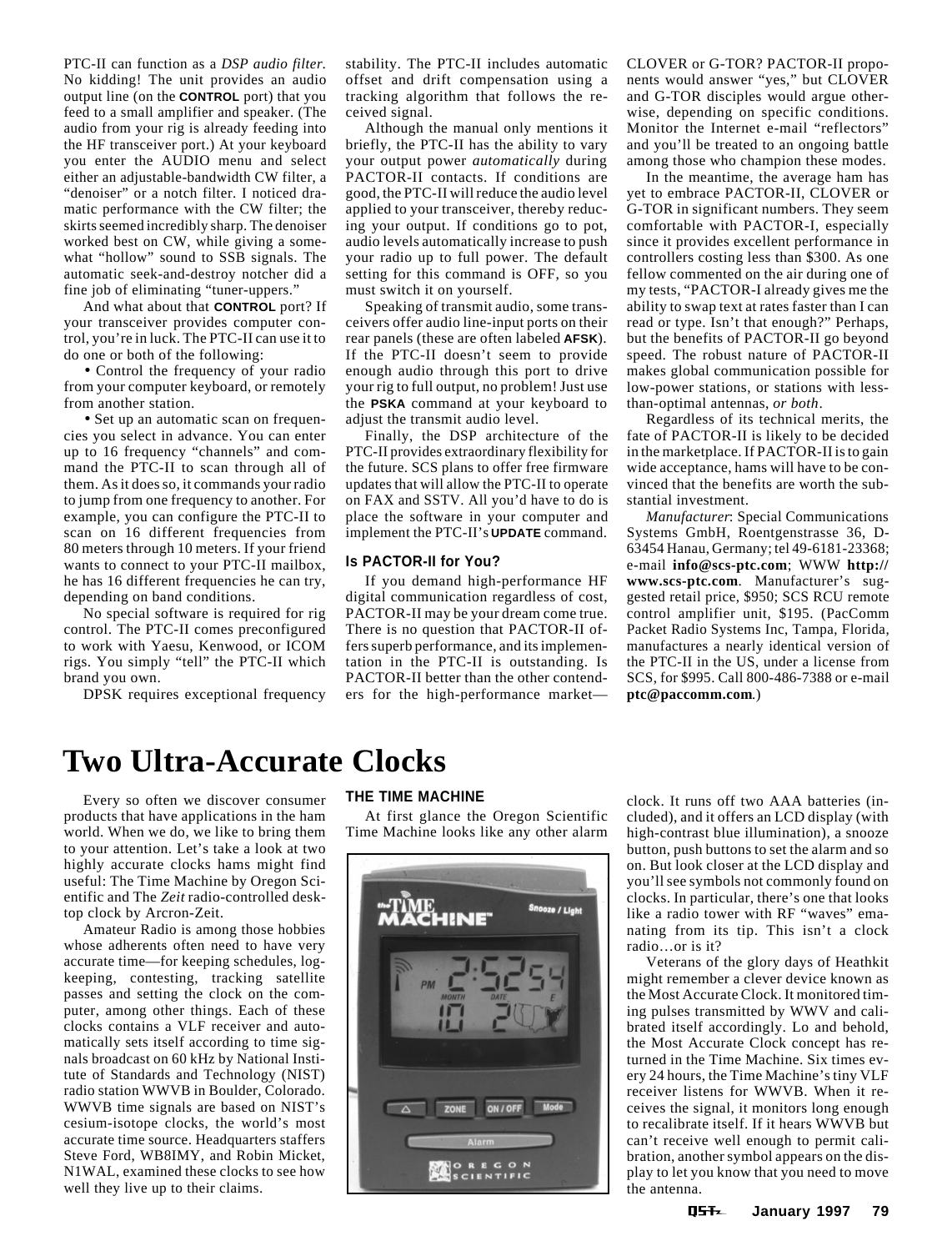PTC-II can function as a *DSP audio filter*. No kidding! The unit provides an audio output line (on the **CONTROL** port) that you feed to a small amplifier and speaker. (The audio from your rig is already feeding into the HF transceiver port.) At your keyboard you enter the AUDIO menu and select either an adjustable-bandwidth CW filter, a "denoiser" or a notch filter. I noticed dramatic performance with the CW filter; the skirts seemed incredibly sharp. The denoiser worked best on CW, while giving a somewhat "hollow" sound to SSB signals. The automatic seek-and-destroy notcher did a fine job of eliminating "tuner-uppers."

And what about that **CONTROL** port? If your transceiver provides computer control, you're in luck. The PTC-II can use it to do one or both of the following:

- Control the frequency of your radio from your computer keyboard, or remotely from another station.
- Set up an automatic scan on frequencies you select in advance. You can enter up to 16 frequency "channels" and command the PTC-II to scan through all of them. As it does so, it commands your radio to jump from one frequency to another. For example, you can configure the PTC-II to scan on 16 different frequencies from 80 meters through 10 meters. If your friend wants to connect to your PTC-II mailbox, he has 16 different frequencies he can try, depending on band conditions.

No special software is required for rig control. The PTC-II comes preconfigured to work with Yaesu, Kenwood, or ICOM rigs. You simply "tell" the PTC-II which brand you own.

DPSK requires exceptional frequency stability. The PTC-II includes automatic offset and drift compensation using a tracking algorithm that follows the received signal.

Although the manual only mentions it briefly, the PTC-II has the ability to vary your output power *automatically* during PACTOR-II contacts. If conditions are good, the PTC-II will reduce the audio level applied to your transceiver, thereby reducing your output. If conditions go to pot, audio levels automatically increase to push your radio up to full power. The default setting for this command is OFF, so you must switch it on yourself.

Speaking of transmit audio, some transceivers offer audio line-input ports on their rear panels (these are often labeled **AFSK**). If the PTC-II doesn't seem to provide enough audio through this port to drive your rig to full output, no problem! Just use the **PSKA** command at your keyboard to adjust the transmit audio level.

Finally, the DSP architecture of the PTC-II provides extraordinary flexibility for the future. SCS plans to offer free firmware updates that will allow the PTC-II to operate on FAX and SSTV. All you'd have to do is place the software in your computer and implement the PTC-II's **UPDATE** command.

### Is PACTOR-II for You?

If you demand high-performance HF digital communication regardless of cost, PACTOR-II may be your dream come true. There is no question that PACTOR-II offers superb performance, and its implementation in the PTC-II is outstanding. Is PACTOR-II better than the other contenders for the high-performance market—CLOVER or G-TOR? PACTOR-II proponents would answer "yes," but CLOVER and G-TOR disciples would argue otherwise, depending on specific conditions. Monitor the Internet e-mail "reflectors" and you'll be treated to an ongoing battle among those who champion these modes.

In the meantime, the average ham has yet to embrace PACTOR-II, CLOVER or G-TOR in significant numbers. They seem comfortable with PACTOR-I, especially since it provides excellent performance in controllers costing less than $300. As one fellow commented on the air during one of my tests, "PACTOR-I already gives me the ability to swap text at rates faster than I can read or type. Isn't that enough?" Perhaps, but the benefits of PACTOR-II go beyond speed. The robust nature of PACTOR-II makes global communication possible for low-power stations, or stations with less-than-optimal antennas, *or both*.

Regardless of its technical merits, the fate of PACTOR-II is likely to be decided in the marketplace. If PACTOR-II is to gain wide acceptance, hams will have to be convinced that the benefits are worth the substantial investment.

*Manufacturer*: Special Communications Systems GmbH, Roentgenstrasse 36, D-63454 Hanau, Germany; tel 49-6181-23368; e-mail **info@scs-ptc.com**; WWW **http://www.scs-ptc.com**. Manufacturer's suggested retail price, $950; SCS RCU remote control amplifier unit, $195. (PacComm Packet Radio Systems Inc, Tampa, Florida, manufactures a nearly identical version of the PTC-II in the US, under a license from SCS, for $995. Call 800-486-7388 or e-mail **ptc@paccomm.com**.)

# Two Ultra-Accurate Clocks

Every so often we discover consumer products that have applications in the ham world. When we do, we like to bring them to your attention. Let's take a look at two highly accurate clocks hams might find useful: The Time Machine by Oregon Scientific and The *Zeit* radio-controlled desktop clock by Arcron-Zeit.

Amateur Radio is among those hobbies whose adherents often need to have very accurate time—for keeping schedules, logkeeping, contesting, tracking satellite passes and setting the clock on the computer, among other things. Each of these clocks contains a VLF receiver and automatically sets itself according to time signals broadcast on 60 kHz by National Institute of Standards and Technology (NIST) radio station WWVB in Boulder, Colorado. WWVB time signals are based on NIST's cesium-isotope clocks, the world's most accurate time source. Headquarters staffers Steve Ford, WB8IMY, and Robin Micket, N1WAL, examined these clocks to see how well they live up to their claims.

### THE TIME MACHINE

At first glance the Oregon Scientific Time Machine looks like any other alarm clock. It runs off two AAA batteries (included), and it offers an LCD display (with high-contrast blue illumination), a snooze button, push buttons to set the alarm and so on. But look closer at the LCD display and you'll see symbols not commonly found on clocks. In particular, there's one that looks like a radio tower with RF "waves" emanating from its tip. This isn't a clock radio…or is it?

Veterans of the glory days of Heathkit might remember a clever device known as the Most Accurate Clock. It monitored timing pulses transmitted by WWV and calibrated itself accordingly. Lo and behold, the Most Accurate Clock concept has returned in the Time Machine. Six times every 24 hours, the Time Machine's tiny VLF receiver listens for WWVB. When it receives the signal, it monitors long enough to recalibrate itself. If it hears WWVB but can't receive well enough to permit calibration, another symbol appears on the display to let you know that you need to move the antenna.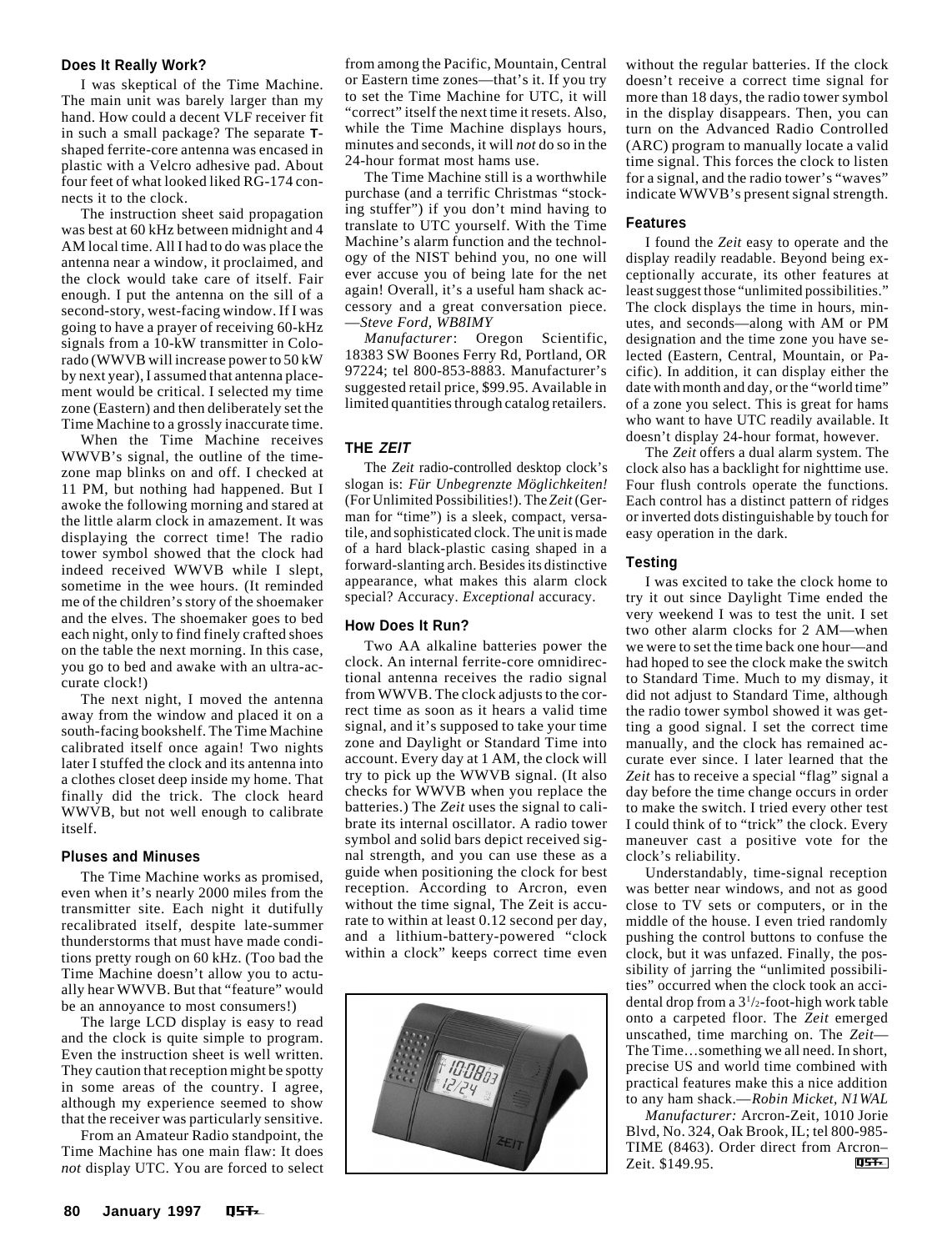### Does It Really Work?

I was skeptical of the Time Machine. The main unit was barely larger than my hand. How could a decent VLF receiver fit in such a small package? The separate **T**-shaped ferrite-core antenna was encased in plastic with a Velcro adhesive pad. About four feet of what looked liked RG-174 connects it to the clock.

The instruction sheet said propagation was best at 60 kHz between midnight and 4 AM local time. All I had to do was place the antenna near a window, it proclaimed, and the clock would take care of itself. Fair enough. I put the antenna on the sill of a second-story, west-facing window. If I was going to have a prayer of receiving 60-kHz signals from a 10-kW transmitter in Colorado (WWVB will increase power to 50 kW by next year), I assumed that antenna placement would be critical. I selected my time zone (Eastern) and then deliberately set the Time Machine to a grossly inaccurate time.

When the Time Machine receives WWVB's signal, the outline of the time-zone map blinks on and off. I checked at 11 PM, but nothing had happened. But I awoke the following morning and stared at the little alarm clock in amazement. It was displaying the correct time! The radio tower symbol showed that the clock had indeed received WWVB while I slept, sometime in the wee hours. (It reminded me of the children's story of the shoemaker and the elves. The shoemaker goes to bed each night, only to find finely crafted shoes on the table the next morning. In this case, you go to bed and awake with an ultra-accurate clock!)

The next night, I moved the antenna away from the window and placed it on a south-facing bookshelf. The Time Machine calibrated itself once again! Two nights later I stuffed the clock and its antenna into a clothes closet deep inside my home. That finally did the trick. The clock heard WWVB, but not well enough to calibrate itself.

### Pluses and Minuses

The Time Machine works as promised, even when it's nearly 2000 miles from the transmitter site. Each night it dutifully recalibrated itself, despite late-summer thunderstorms that must have made conditions pretty rough on 60 kHz. (Too bad the Time Machine doesn't allow you to actually hear WWVB. But that "feature" would be an annoyance to most consumers!)

The large LCD display is easy to read and the clock is quite simple to program. Even the instruction sheet is well written. They caution that reception might be spotty in some areas of the country. I agree, although my experience seemed to show that the receiver was particularly sensitive.

From an Amateur Radio standpoint, the Time Machine has one main flaw: It does *not* display UTC. You are forced to select from among the Pacific, Mountain, Central or Eastern time zones—that's it. If you try to set the Time Machine for UTC, it will "correct" itself the next time it resets. Also, while the Time Machine displays hours, minutes and seconds, it will *not* do so in the 24-hour format most hams use.

The Time Machine still is a worthwhile purchase (and a terrific Christmas "stocking stuffer") if you don't mind having to translate to UTC yourself. With the Time Machine's alarm function and the technology of the NIST behind you, no one will ever accuse you of being late for the net again! Overall, it's a useful ham shack accessory and a great conversation piece. —*Steve Ford, WB8IMY*

*Manufacturer*: Oregon Scientific, 18383 SW Boones Ferry Rd, Portland, OR 97224; tel 800-853-8883. Manufacturer's suggested retail price, $99.95. Available in limited quantities through catalog retailers.

## THE *ZEIT*

The *Zeit* radio-controlled desktop clock's slogan is: *Für Unbegrenzte Möglichkeiten!* (For Unlimited Possibilities!). The *Zeit* (German for "time") is a sleek, compact, versatile, and sophisticated clock. The unit is made of a hard black-plastic casing shaped in a forward-slanting arch. Besides its distinctive appearance, what makes this alarm clock special? Accuracy. *Exceptional* accuracy.

### How Does It Run?

Two AA alkaline batteries power the clock. An internal ferrite-core omnidirectional antenna receives the radio signal from WWVB. The clock adjusts to the correct time as soon as it hears a valid time signal, and it's supposed to take your time zone and Daylight or Standard Time into account. Every day at 1 AM, the clock will try to pick up the WWVB signal. (It also checks for WWVB when you replace the batteries.) The *Zeit* uses the signal to calibrate its internal oscillator. A radio tower symbol and solid bars depict received signal strength, and you can use these as a guide when positioning the clock for best reception. According to Arcron, even without the time signal, The Zeit is accurate to within at least 0.12 second per day, and a lithium-battery-powered "clock within a clock" keeps correct time even without the regular batteries. If the clock doesn't receive a correct time signal for more than 18 days, the radio tower symbol in the display disappears. Then, you can turn on the Advanced Radio Controlled (ARC) program to manually locate a valid time signal. This forces the clock to listen for a signal, and the radio tower's "waves" indicate WWVB's present signal strength.

### Features

I found the *Zeit* easy to operate and the display readily readable. Beyond being exceptionally accurate, its other features at least suggest those "unlimited possibilities." The clock displays the time in hours, minutes, and seconds—along with AM or PM designation and the time zone you have selected (Eastern, Central, Mountain, or Pacific). In addition, it can display either the date with month and day, or the "world time" of a zone you select. This is great for hams who want to have UTC readily available. It doesn't display 24-hour format, however.

The *Zeit* offers a dual alarm system. The clock also has a backlight for nighttime use. Four flush controls operate the functions. Each control has a distinct pattern of ridges or inverted dots distinguishable by touch for easy operation in the dark.

### Testing

I was excited to take the clock home to try it out since Daylight Time ended the very weekend I was to test the unit. I set two other alarm clocks for 2 AM—when we were to set the time back one hour—and had hoped to see the clock make the switch to Standard Time. Much to my dismay, it did not adjust to Standard Time, although the radio tower symbol showed it was getting a good signal. I set the correct time manually, and the clock has remained accurate ever since. I later learned that the *Zeit* has to receive a special "flag" signal a day before the time change occurs in order to make the switch. I tried every other test I could think of to "trick" the clock. Every maneuver cast a positive vote for the clock's reliability.

Understandably, time-signal reception was better near windows, and not as good close to TV sets or computers, or in the middle of the house. I even tried randomly pushing the control buttons to confuse the clock, but it was unfazed. Finally, the possibility of jarring the "unlimited possibilities" occurred when the clock took an accidental drop from a 3½-foot-high work table onto a carpeted floor. The *Zeit* emerged unscathed, time marching on. The *Zeit*—The Time…something we all need. In short, precise US and world time combined with practical features make this a nice addition to any ham shack.—*Robin Micket, N1WAL*

*Manufacturer:* Arcron-Zeit, 1010 Jorie Blvd, No. 324, Oak Brook, IL; tel 800-985-TIME (8463). Order direct from Arcron–Zeit. $149.95.